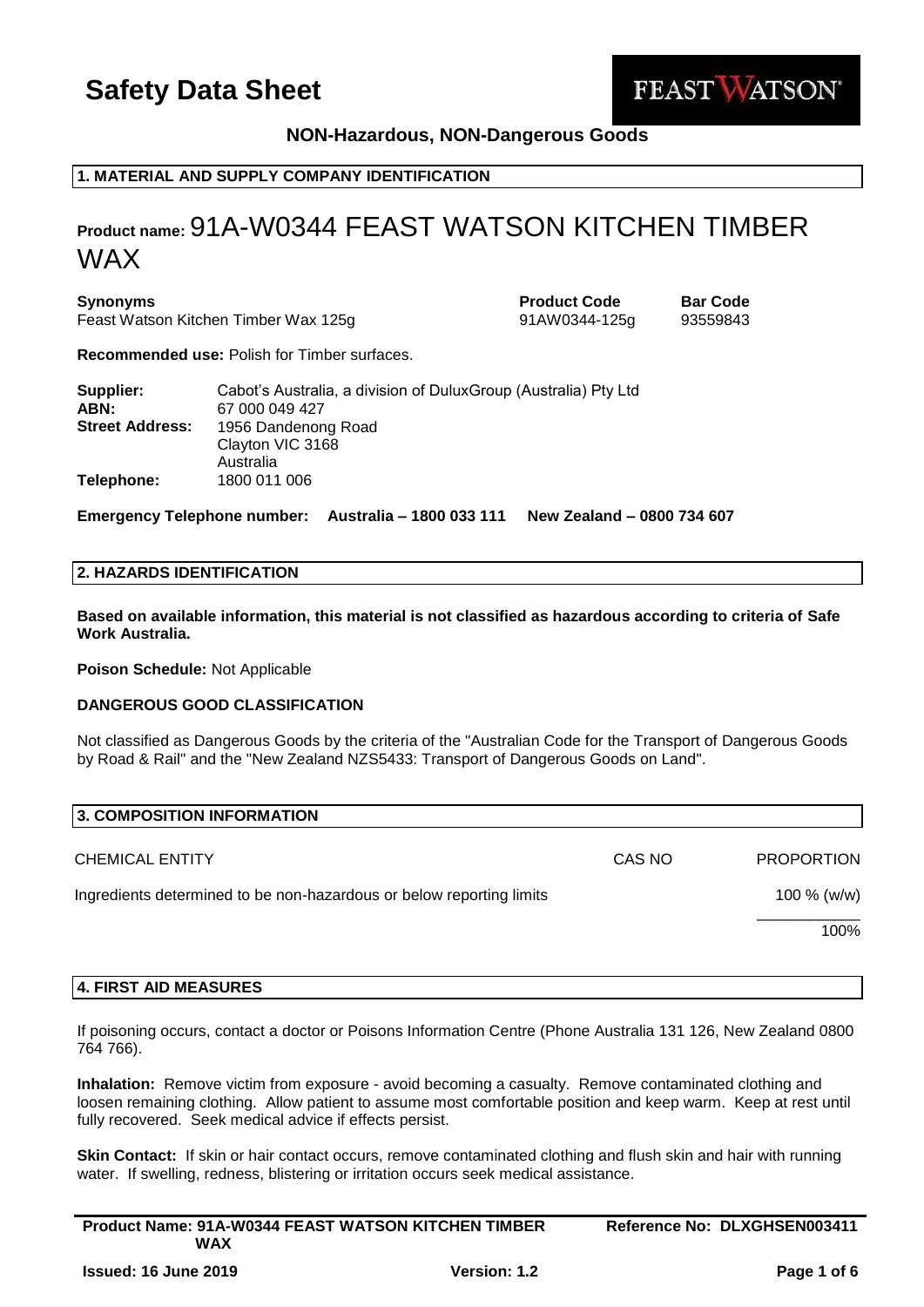# Safety Data Sheet

FEAST WATSON®

**NON-Hazardous, NON-Dangerous Goods**

## 1. MATERIAL AND SUPPLY COMPANY IDENTIFICATION

# Product name: 91A-W0344 FEAST WATSON KITCHEN TIMBER WAX

| **Synonyms** | **Product Code** | **Bar Code** |
|---|---|---|
| Feast Watson Kitchen Timber Wax 125g | 91AW0344-125g | 93559843 |

**Recommended use:** Polish for Timber surfaces.

| | |
|---|---|
| **Supplier:** | Cabot's Australia, a division of DuluxGroup (Australia) Pty Ltd |
| **ABN:** | 67 000 049 427 |
| **Street Address:** | 1956 Dandenong Road<br>Clayton VIC 3168<br>Australia |
| **Telephone:** | 1800 011 006 |

**Emergency Telephone number: Australia – 1800 033 111 New Zealand – 0800 734 607**

## 2. HAZARDS IDENTIFICATION

**Based on available information, this material is not classified as hazardous according to criteria of Safe Work Australia.**

**Poison Schedule:** Not Applicable

**DANGEROUS GOOD CLASSIFICATION**

Not classified as Dangerous Goods by the criteria of the "Australian Code for the Transport of Dangerous Goods by Road & Rail" and the "New Zealand NZS5433: Transport of Dangerous Goods on Land".

## 3. COMPOSITION INFORMATION

| CHEMICAL ENTITY | CAS NO | PROPORTION |
|---|---|---|
| Ingredients determined to be non-hazardous or below reporting limits | | 100 % (w/w) |
| | | 100% |

## 4. FIRST AID MEASURES

If poisoning occurs, contact a doctor or Poisons Information Centre (Phone Australia 131 126, New Zealand 0800 764 766).

**Inhalation:** Remove victim from exposure - avoid becoming a casualty. Remove contaminated clothing and loosen remaining clothing. Allow patient to assume most comfortable position and keep warm. Keep at rest until fully recovered. Seek medical advice if effects persist.

**Skin Contact:** If skin or hair contact occurs, remove contaminated clothing and flush skin and hair with running water. If swelling, redness, blistering or irritation occurs seek medical assistance.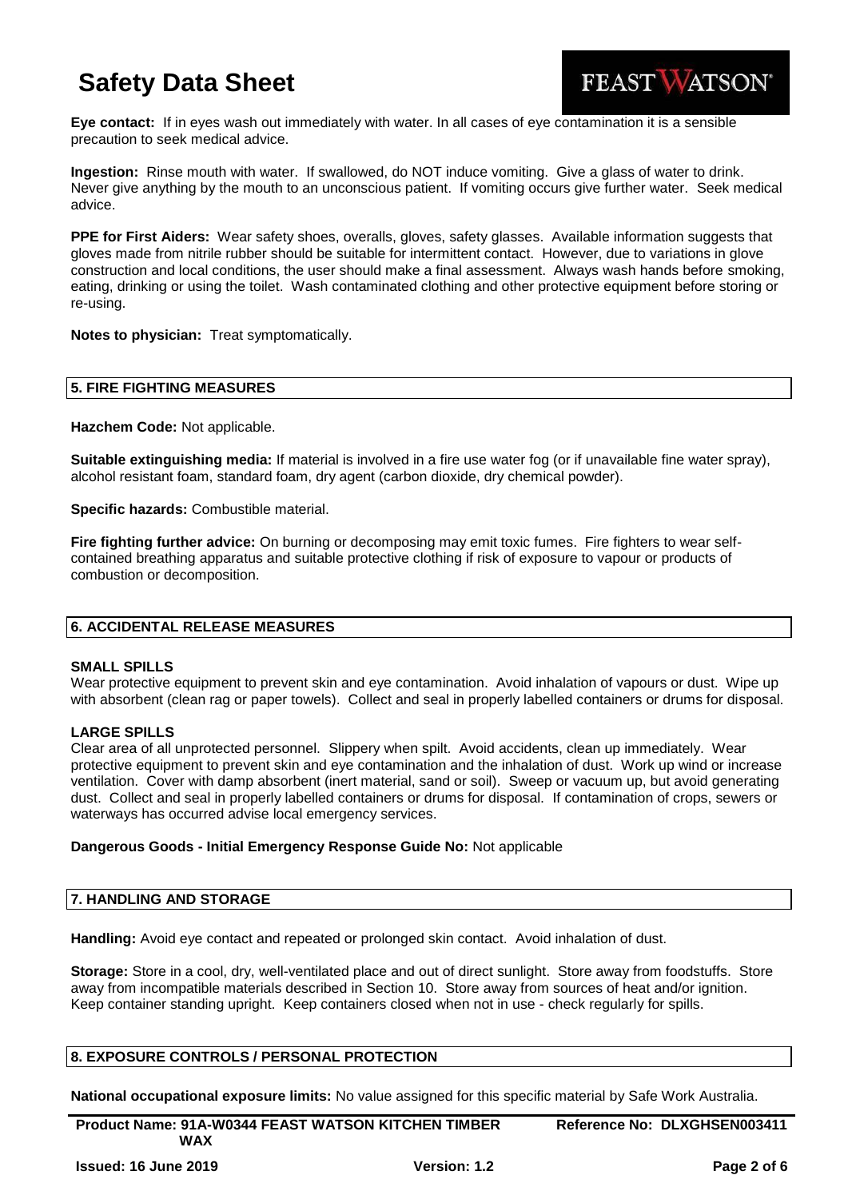**Eye contact:** If in eyes wash out immediately with water. In all cases of eye contamination it is a sensible precaution to seek medical advice.

**Ingestion:** Rinse mouth with water. If swallowed, do NOT induce vomiting. Give a glass of water to drink. Never give anything by the mouth to an unconscious patient. If vomiting occurs give further water. Seek medical advice.

**PPE for First Aiders:** Wear safety shoes, overalls, gloves, safety glasses. Available information suggests that gloves made from nitrile rubber should be suitable for intermittent contact. However, due to variations in glove construction and local conditions, the user should make a final assessment. Always wash hands before smoking, eating, drinking or using the toilet. Wash contaminated clothing and other protective equipment before storing or re-using.

**Notes to physician:** Treat symptomatically.

## 5. FIRE FIGHTING MEASURES

**Hazchem Code:** Not applicable.

**Suitable extinguishing media:** If material is involved in a fire use water fog (or if unavailable fine water spray), alcohol resistant foam, standard foam, dry agent (carbon dioxide, dry chemical powder).

**Specific hazards:** Combustible material.

**Fire fighting further advice:** On burning or decomposing may emit toxic fumes. Fire fighters to wear self-contained breathing apparatus and suitable protective clothing if risk of exposure to vapour or products of combustion or decomposition.

## 6. ACCIDENTAL RELEASE MEASURES

### SMALL SPILLS

Wear protective equipment to prevent skin and eye contamination. Avoid inhalation of vapours or dust. Wipe up with absorbent (clean rag or paper towels). Collect and seal in properly labelled containers or drums for disposal.

### LARGE SPILLS

Clear area of all unprotected personnel. Slippery when spilt. Avoid accidents, clean up immediately. Wear protective equipment to prevent skin and eye contamination and the inhalation of dust. Work up wind or increase ventilation. Cover with damp absorbent (inert material, sand or soil). Sweep or vacuum up, but avoid generating dust. Collect and seal in properly labelled containers or drums for disposal. If contamination of crops, sewers or waterways has occurred advise local emergency services.

**Dangerous Goods - Initial Emergency Response Guide No:** Not applicable

## 7. HANDLING AND STORAGE

**Handling:** Avoid eye contact and repeated or prolonged skin contact. Avoid inhalation of dust.

**Storage:** Store in a cool, dry, well-ventilated place and out of direct sunlight. Store away from foodstuffs. Store away from incompatible materials described in Section 10. Store away from sources of heat and/or ignition. Keep container standing upright. Keep containers closed when not in use - check regularly for spills.

## 8. EXPOSURE CONTROLS / PERSONAL PROTECTION

**National occupational exposure limits:** No value assigned for this specific material by Safe Work Australia.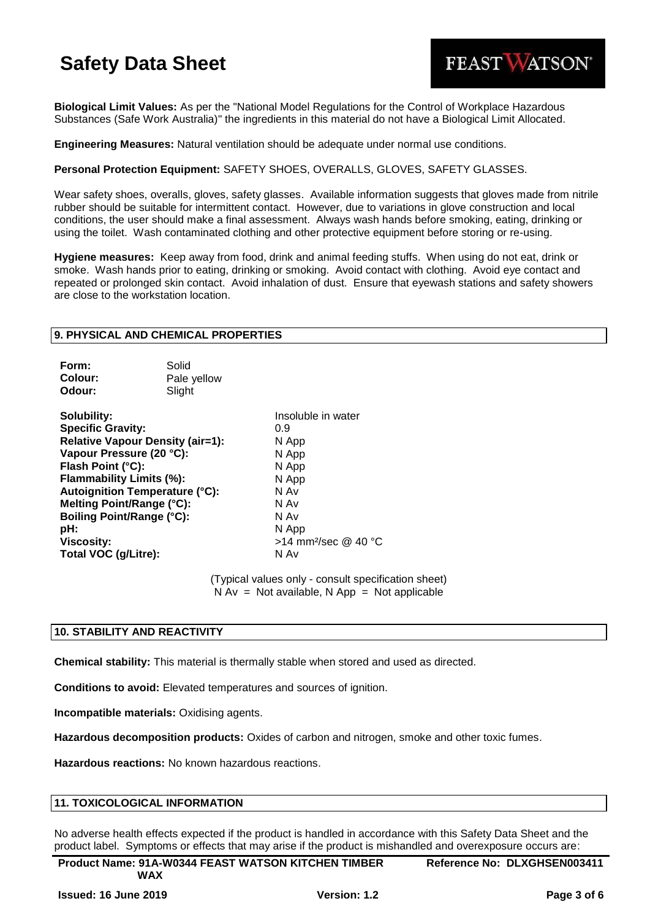**Biological Limit Values:** As per the "National Model Regulations for the Control of Workplace Hazardous Substances (Safe Work Australia)" the ingredients in this material do not have a Biological Limit Allocated.

**Engineering Measures:** Natural ventilation should be adequate under normal use conditions.

**Personal Protection Equipment:** SAFETY SHOES, OVERALLS, GLOVES, SAFETY GLASSES.

Wear safety shoes, overalls, gloves, safety glasses. Available information suggests that gloves made from nitrile rubber should be suitable for intermittent contact. However, due to variations in glove construction and local conditions, the user should make a final assessment. Always wash hands before smoking, eating, drinking or using the toilet. Wash contaminated clothing and other protective equipment before storing or re-using.

**Hygiene measures:** Keep away from food, drink and animal feeding stuffs. When using do not eat, drink or smoke. Wash hands prior to eating, drinking or smoking. Avoid contact with clothing. Avoid eye contact and repeated or prolonged skin contact. Avoid inhalation of dust. Ensure that eyewash stations and safety showers are close to the workstation location.

## 9. PHYSICAL AND CHEMICAL PROPERTIES

| | |
|---|---|
| **Form:** | Solid |
| **Colour:** | Pale yellow |
| **Odour:** | Slight |

| | |
|---|---|
| **Solubility:** | Insoluble in water |
| **Specific Gravity:** | 0.9 |
| **Relative Vapour Density (air=1):** | N App |
| **Vapour Pressure (20 °C):** | N App |
| **Flash Point (°C):** | N App |
| **Flammability Limits (%):** | N App |
| **Autoignition Temperature (°C):** | N Av |
| **Melting Point/Range (°C):** | N Av |
| **Boiling Point/Range (°C):** | N Av |
| **pH:** | N App |
| **Viscosity:** | >14 $mm^2$/sec @ 40 °C |
| **Total VOC (g/Litre):** | N Av |

(Typical values only - consult specification sheet)
N Av = Not available, N App = Not applicable

## 10. STABILITY AND REACTIVITY

**Chemical stability:** This material is thermally stable when stored and used as directed.

**Conditions to avoid:** Elevated temperatures and sources of ignition.

**Incompatible materials:** Oxidising agents.

**Hazardous decomposition products:** Oxides of carbon and nitrogen, smoke and other toxic fumes.

**Hazardous reactions:** No known hazardous reactions.

## 11. TOXICOLOGICAL INFORMATION

No adverse health effects expected if the product is handled in accordance with this Safety Data Sheet and the product label. Symptoms or effects that may arise if the product is mishandled and overexposure occurs are: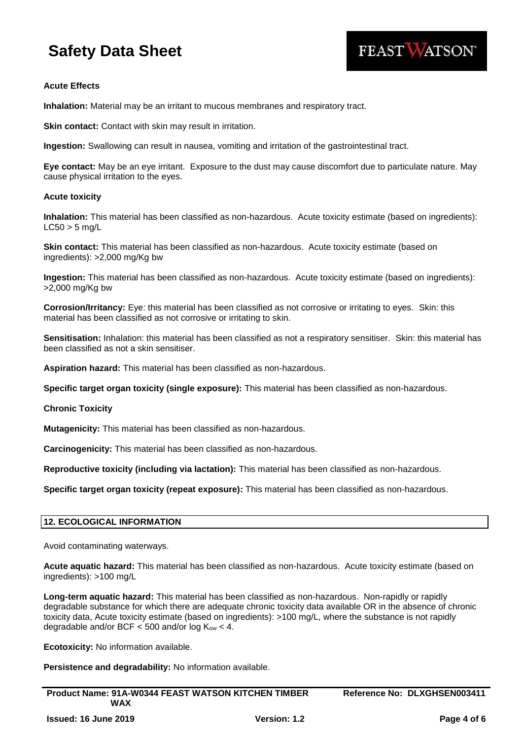**Acute Effects**

**Inhalation:** Material may be an irritant to mucous membranes and respiratory tract.

**Skin contact:** Contact with skin may result in irritation.

**Ingestion:** Swallowing can result in nausea, vomiting and irritation of the gastrointestinal tract.

**Eye contact:** May be an eye irritant. Exposure to the dust may cause discomfort due to particulate nature. May cause physical irritation to the eyes.

**Acute toxicity**

**Inhalation:** This material has been classified as non-hazardous. Acute toxicity estimate (based on ingredients): LC50 > 5 mg/L

**Skin contact:** This material has been classified as non-hazardous. Acute toxicity estimate (based on ingredients): >2,000 mg/Kg bw

**Ingestion:** This material has been classified as non-hazardous. Acute toxicity estimate (based on ingredients): >2,000 mg/Kg bw

**Corrosion/Irritancy:** Eye: this material has been classified as not corrosive or irritating to eyes. Skin: this material has been classified as not corrosive or irritating to skin.

**Sensitisation:** Inhalation: this material has been classified as not a respiratory sensitiser. Skin: this material has been classified as not a skin sensitiser.

**Aspiration hazard:** This material has been classified as non-hazardous.

**Specific target organ toxicity (single exposure):** This material has been classified as non-hazardous.

**Chronic Toxicity**

**Mutagenicity:** This material has been classified as non-hazardous.

**Carcinogenicity:** This material has been classified as non-hazardous.

**Reproductive toxicity (including via lactation):** This material has been classified as non-hazardous.

**Specific target organ toxicity (repeat exposure):** This material has been classified as non-hazardous.

## 12. ECOLOGICAL INFORMATION

Avoid contaminating waterways.

**Acute aquatic hazard:** This material has been classified as non-hazardous. Acute toxicity estimate (based on ingredients): >100 mg/L

**Long-term aquatic hazard:** This material has been classified as non-hazardous. Non-rapidly or rapidly degradable substance for which there are adequate chronic toxicity data available OR in the absence of chronic toxicity data, Acute toxicity estimate (based on ingredients): >100 mg/L, where the substance is not rapidly degradable and/or BCF < 500 and/or log $K_{ow}$ < 4.

**Ecotoxicity:** No information available.

**Persistence and degradability:** No information available.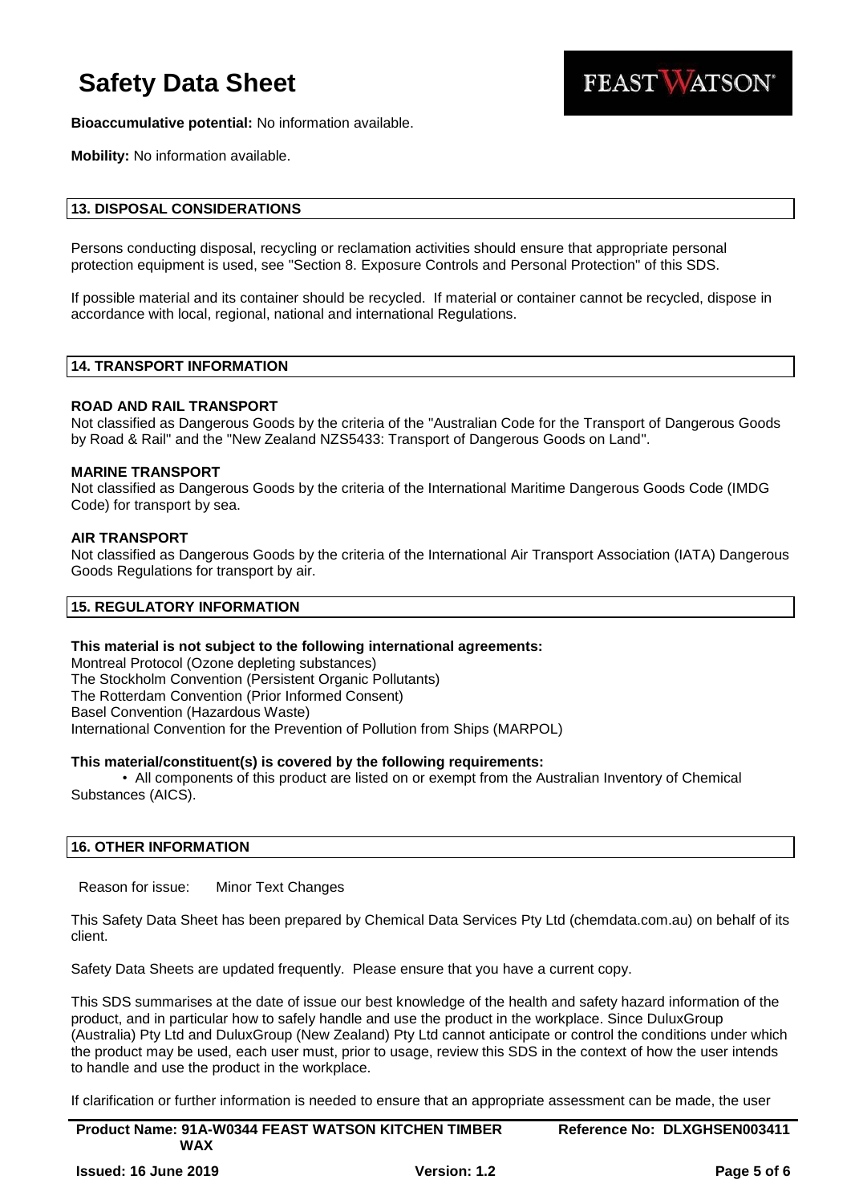**Bioaccumulative potential:** No information available.

**Mobility:** No information available.

## 13. DISPOSAL CONSIDERATIONS

Persons conducting disposal, recycling or reclamation activities should ensure that appropriate personal protection equipment is used, see "Section 8. Exposure Controls and Personal Protection" of this SDS.

If possible material and its container should be recycled. If material or container cannot be recycled, dispose in accordance with local, regional, national and international Regulations.

## 14. TRANSPORT INFORMATION

**ROAD AND RAIL TRANSPORT**
Not classified as Dangerous Goods by the criteria of the "Australian Code for the Transport of Dangerous Goods by Road & Rail" and the "New Zealand NZS5433: Transport of Dangerous Goods on Land".

**MARINE TRANSPORT**
Not classified as Dangerous Goods by the criteria of the International Maritime Dangerous Goods Code (IMDG Code) for transport by sea.

**AIR TRANSPORT**
Not classified as Dangerous Goods by the criteria of the International Air Transport Association (IATA) Dangerous Goods Regulations for transport by air.

## 15. REGULATORY INFORMATION

**This material is not subject to the following international agreements:**
Montreal Protocol (Ozone depleting substances)
The Stockholm Convention (Persistent Organic Pollutants)
The Rotterdam Convention (Prior Informed Consent)
Basel Convention (Hazardous Waste)
International Convention for the Prevention of Pollution from Ships (MARPOL)

**This material/constituent(s) is covered by the following requirements:**

- All components of this product are listed on or exempt from the Australian Inventory of Chemical Substances (AICS).

## 16. OTHER INFORMATION

Reason for issue: Minor Text Changes

This Safety Data Sheet has been prepared by Chemical Data Services Pty Ltd (chemdata.com.au) on behalf of its client.

Safety Data Sheets are updated frequently. Please ensure that you have a current copy.

This SDS summarises at the date of issue our best knowledge of the health and safety hazard information of the product, and in particular how to safely handle and use the product in the workplace. Since DuluxGroup (Australia) Pty Ltd and DuluxGroup (New Zealand) Pty Ltd cannot anticipate or control the conditions under which the product may be used, each user must, prior to usage, review this SDS in the context of how the user intends to handle and use the product in the workplace.

If clarification or further information is needed to ensure that an appropriate assessment can be made, the user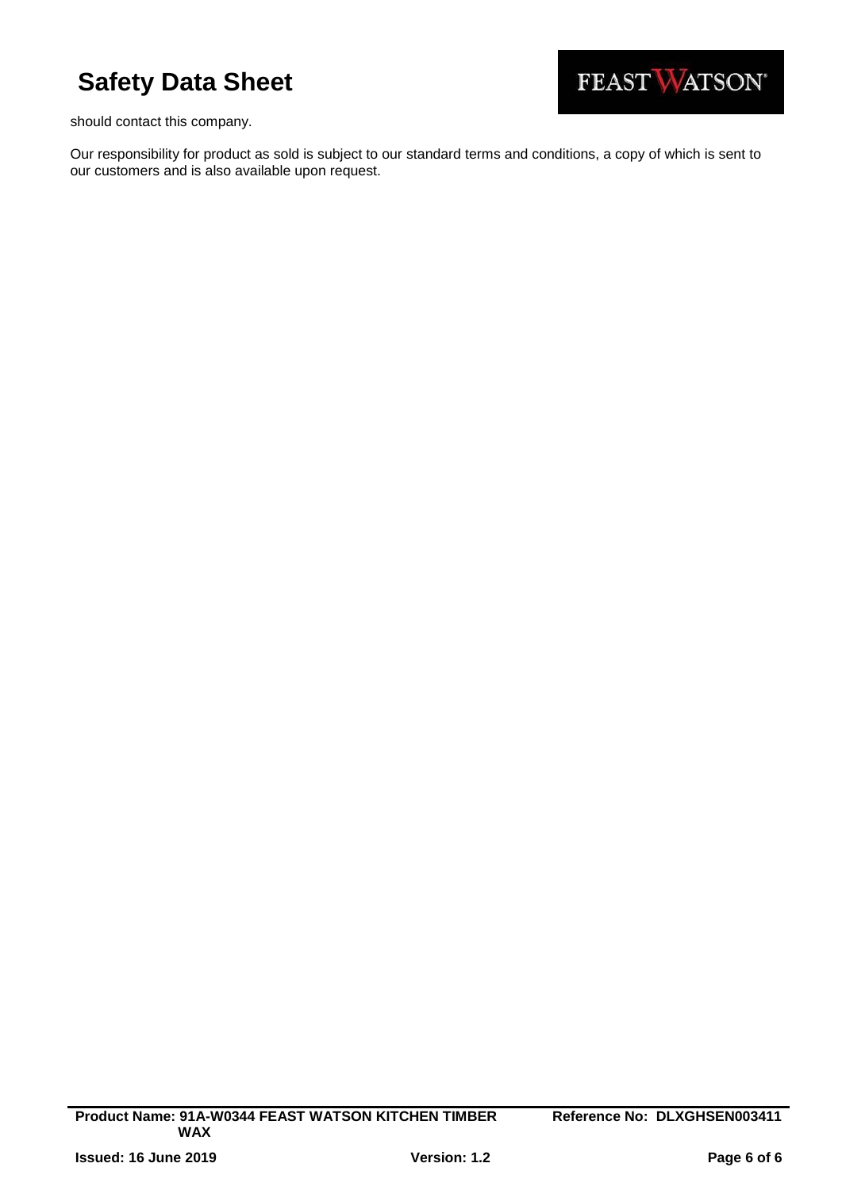should contact this company.

Our responsibility for product as sold is subject to our standard terms and conditions, a copy of which is sent to our customers and is also available upon request.